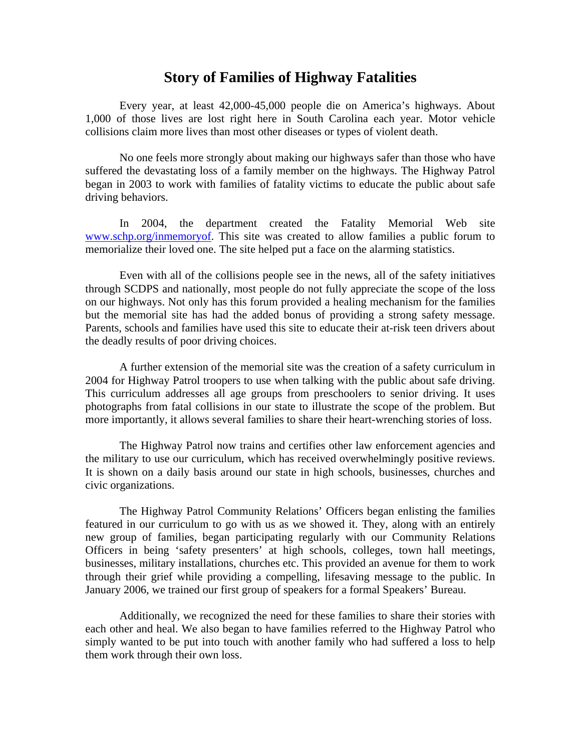# Story of Families of Highway Fatalities

Every year, at least 42,000-45,000 people die on America's highways. About 1,000 of those lives are lost right here in South Carolina each year. Motor vehicle collisions claim more lives than most other diseases or types of violent death.

No one feels more strongly about making our highways safer than those who have suffered the devastating loss of a family member on the highways. The Highway Patrol began in 2003 to work with families of fatality victims to educate the public about safe driving behaviors.

In 2004, the department created the Fatality Memorial Web site [www.schp.org/inmemoryof](www.schp.org/inmemoryof). This site was created to allow families a public forum to memorialize their loved one. The site helped put a face on the alarming statistics.

Even with all of the collisions people see in the news, all of the safety initiatives through SCDPS and nationally, most people do not fully appreciate the scope of the loss on our highways. Not only has this forum provided a healing mechanism for the families but the memorial site has had the added bonus of providing a strong safety message. Parents, schools and families have used this site to educate their at-risk teen drivers about the deadly results of poor driving choices.

A further extension of the memorial site was the creation of a safety curriculum in 2004 for Highway Patrol troopers to use when talking with the public about safe driving. This curriculum addresses all age groups from preschoolers to senior driving. It uses photographs from fatal collisions in our state to illustrate the scope of the problem. But more importantly, it allows several families to share their heart-wrenching stories of loss.

The Highway Patrol now trains and certifies other law enforcement agencies and the military to use our curriculum, which has received overwhelmingly positive reviews. It is shown on a daily basis around our state in high schools, businesses, churches and civic organizations.

The Highway Patrol Community Relations' Officers began enlisting the families featured in our curriculum to go with us as we showed it. They, along with an entirely new group of families, began participating regularly with our Community Relations Officers in being 'safety presenters' at high schools, colleges, town hall meetings, businesses, military installations, churches etc. This provided an avenue for them to work through their grief while providing a compelling, lifesaving message to the public. In January 2006, we trained our first group of speakers for a formal Speakers' Bureau.

Additionally, we recognized the need for these families to share their stories with each other and heal. We also began to have families referred to the Highway Patrol who simply wanted to be put into touch with another family who had suffered a loss to help them work through their own loss.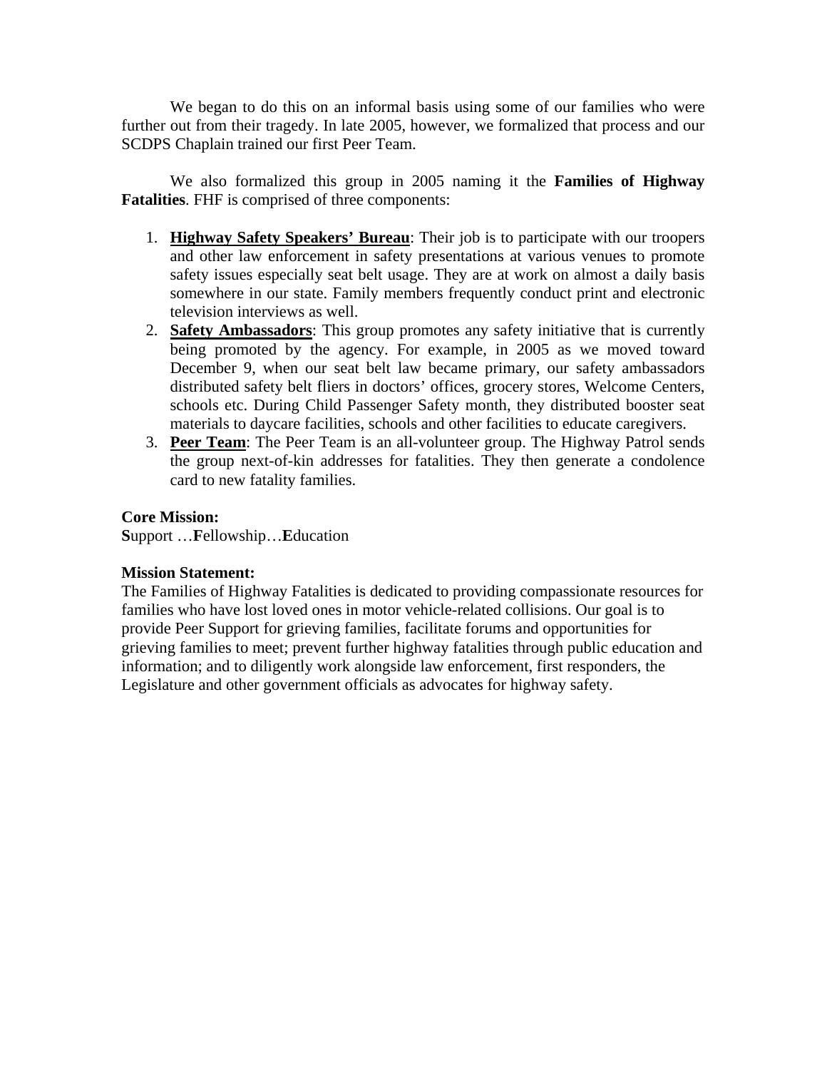We began to do this on an informal basis using some of our families who were further out from their tragedy. In late 2005, however, we formalized that process and our SCDPS Chaplain trained our first Peer Team.

We also formalized this group in 2005 naming it the **Families of Highway Fatalities**. FHF is comprised of three components:

1. **Highway Safety Speakers' Bureau**: Their job is to participate with our troopers and other law enforcement in safety presentations at various venues to promote safety issues especially seat belt usage. They are at work on almost a daily basis somewhere in our state. Family members frequently conduct print and electronic television interviews as well.
2. **Safety Ambassadors**: This group promotes any safety initiative that is currently being promoted by the agency. For example, in 2005 as we moved toward December 9, when our seat belt law became primary, our safety ambassadors distributed safety belt fliers in doctors' offices, grocery stores, Welcome Centers, schools etc. During Child Passenger Safety month, they distributed booster seat materials to daycare facilities, schools and other facilities to educate caregivers.
3. **Peer Team**: The Peer Team is an all-volunteer group. The Highway Patrol sends the group next-of-kin addresses for fatalities. They then generate a condolence card to new fatality families.

**Core Mission:**
**S**upport …**F**ellowship…**E**ducation

**Mission Statement:**
The Families of Highway Fatalities is dedicated to providing compassionate resources for families who have lost loved ones in motor vehicle-related collisions. Our goal is to provide Peer Support for grieving families, facilitate forums and opportunities for grieving families to meet; prevent further highway fatalities through public education and information; and to diligently work alongside law enforcement, first responders, the Legislature and other government officials as advocates for highway safety.